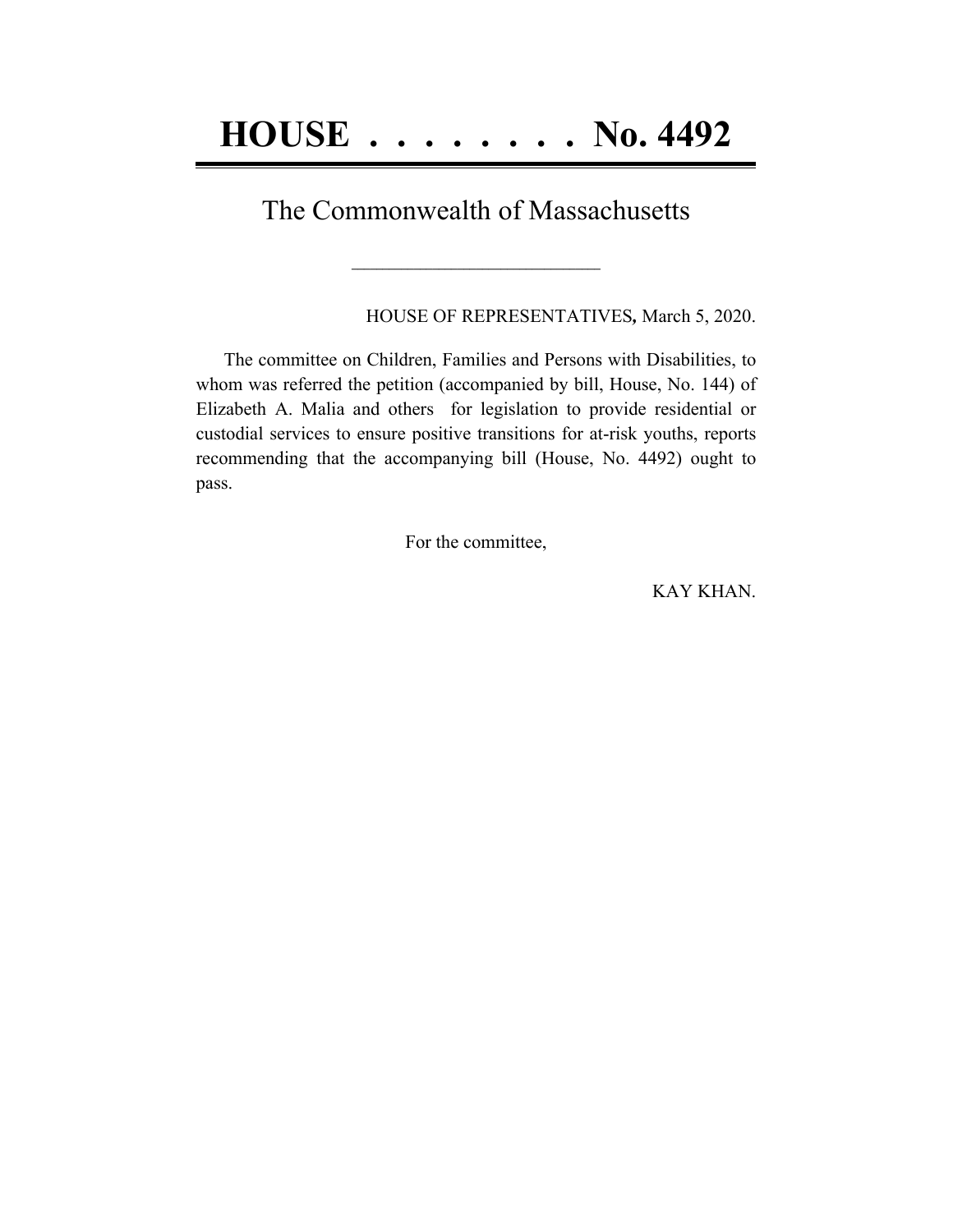# HOUSE . . . . . . . . No. 4492

## The Commonwealth of Massachusetts

\_\_\_\_\_\_\_\_\_\_\_\_\_\_\_\_\_\_\_\_\_\_\_\_\_\_

HOUSE OF REPRESENTATIVES**,** March 5, 2020.

The committee on Children, Families and Persons with Disabilities, to whom was referred the petition (accompanied by bill, House, No. 144) of Elizabeth A. Malia and others for legislation to provide residential or custodial services to ensure positive transitions for at-risk youths, reports recommending that the accompanying bill (House, No. 4492) ought to pass.

For the committee,

KAY KHAN.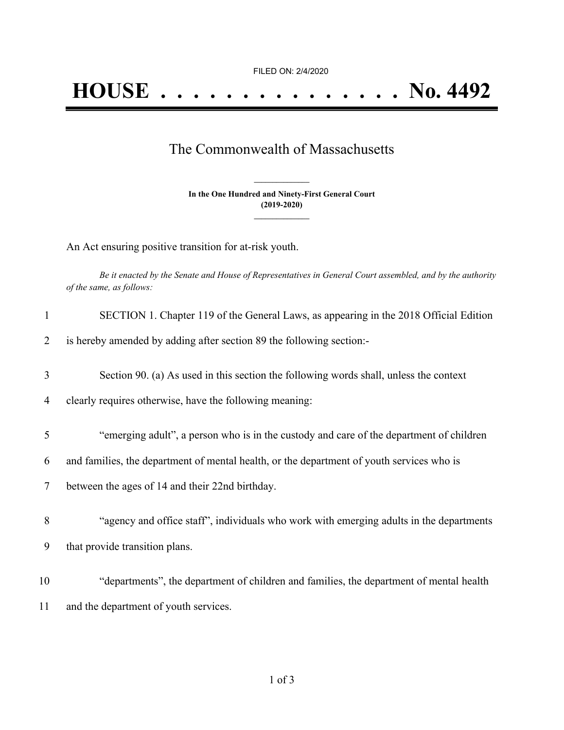FILED ON: 2/4/2020

# HOUSE . . . . . . . . . . . . . . . No. 4492

## The Commonwealth of Massachusetts

**In the One Hundred and Ninety-First General Court**
**(2019-2020)**

An Act ensuring positive transition for at-risk youth.

*Be it enacted by the Senate and House of Representatives in General Court assembled, and by the authority of the same, as follows:*

1 SECTION 1. Chapter 119 of the General Laws, as appearing in the 2018 Official Edition
2 is hereby amended by adding after section 89 the following section:-

3 Section 90. (a) As used in this section the following words shall, unless the context
4 clearly requires otherwise, have the following meaning:

5 "emerging adult", a person who is in the custody and care of the department of children
6 and families, the department of mental health, or the department of youth services who is
7 between the ages of 14 and their 22nd birthday.

8 "agency and office staff", individuals who work with emerging adults in the departments
9 that provide transition plans.

10 "departments", the department of children and families, the department of mental health
11 and the department of youth services.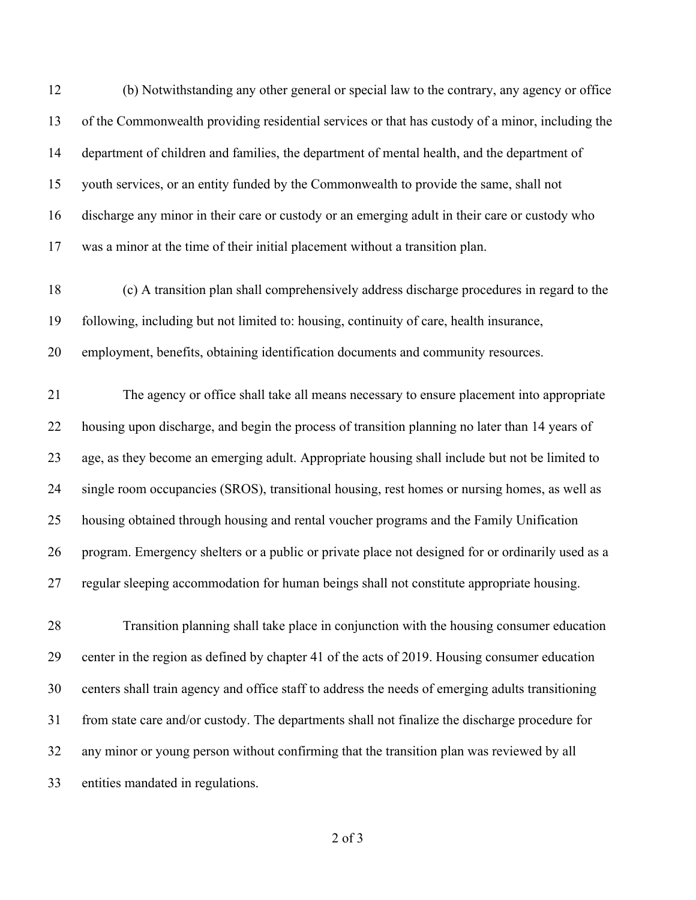(b) Notwithstanding any other general or special law to the contrary, any agency or office of the Commonwealth providing residential services or that has custody of a minor, including the department of children and families, the department of mental health, and the department of youth services, or an entity funded by the Commonwealth to provide the same, shall not discharge any minor in their care or custody or an emerging adult in their care or custody who was a minor at the time of their initial placement without a transition plan.

(c) A transition plan shall comprehensively address discharge procedures in regard to the following, including but not limited to: housing, continuity of care, health insurance, employment, benefits, obtaining identification documents and community resources.

The agency or office shall take all means necessary to ensure placement into appropriate housing upon discharge, and begin the process of transition planning no later than 14 years of age, as they become an emerging adult. Appropriate housing shall include but not be limited to single room occupancies (SROS), transitional housing, rest homes or nursing homes, as well as housing obtained through housing and rental voucher programs and the Family Unification program. Emergency shelters or a public or private place not designed for or ordinarily used as a regular sleeping accommodation for human beings shall not constitute appropriate housing.

Transition planning shall take place in conjunction with the housing consumer education center in the region as defined by chapter 41 of the acts of 2019. Housing consumer education centers shall train agency and office staff to address the needs of emerging adults transitioning from state care and/or custody. The departments shall not finalize the discharge procedure for any minor or young person without confirming that the transition plan was reviewed by all entities mandated in regulations.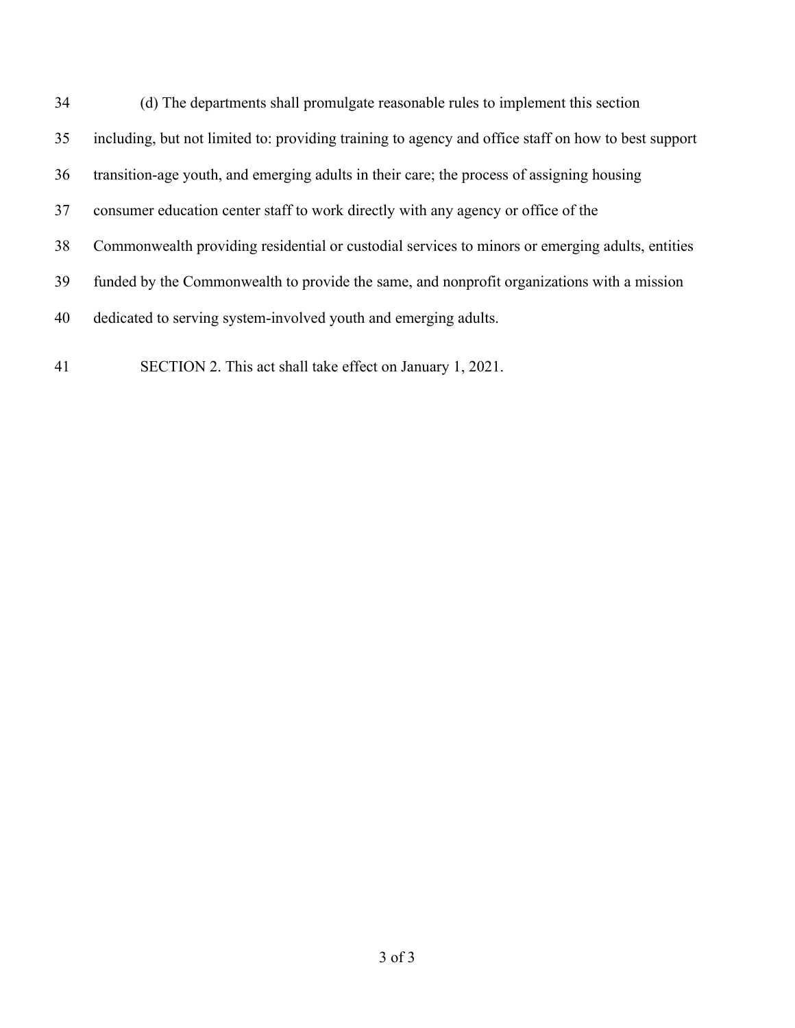(d) The departments shall promulgate reasonable rules to implement this section including, but not limited to: providing training to agency and office staff on how to best support transition-age youth, and emerging adults in their care; the process of assigning housing consumer education center staff to work directly with any agency or office of the Commonwealth providing residential or custodial services to minors or emerging adults, entities funded by the Commonwealth to provide the same, and nonprofit organizations with a mission dedicated to serving system-involved youth and emerging adults.

SECTION 2. This act shall take effect on January 1, 2021.